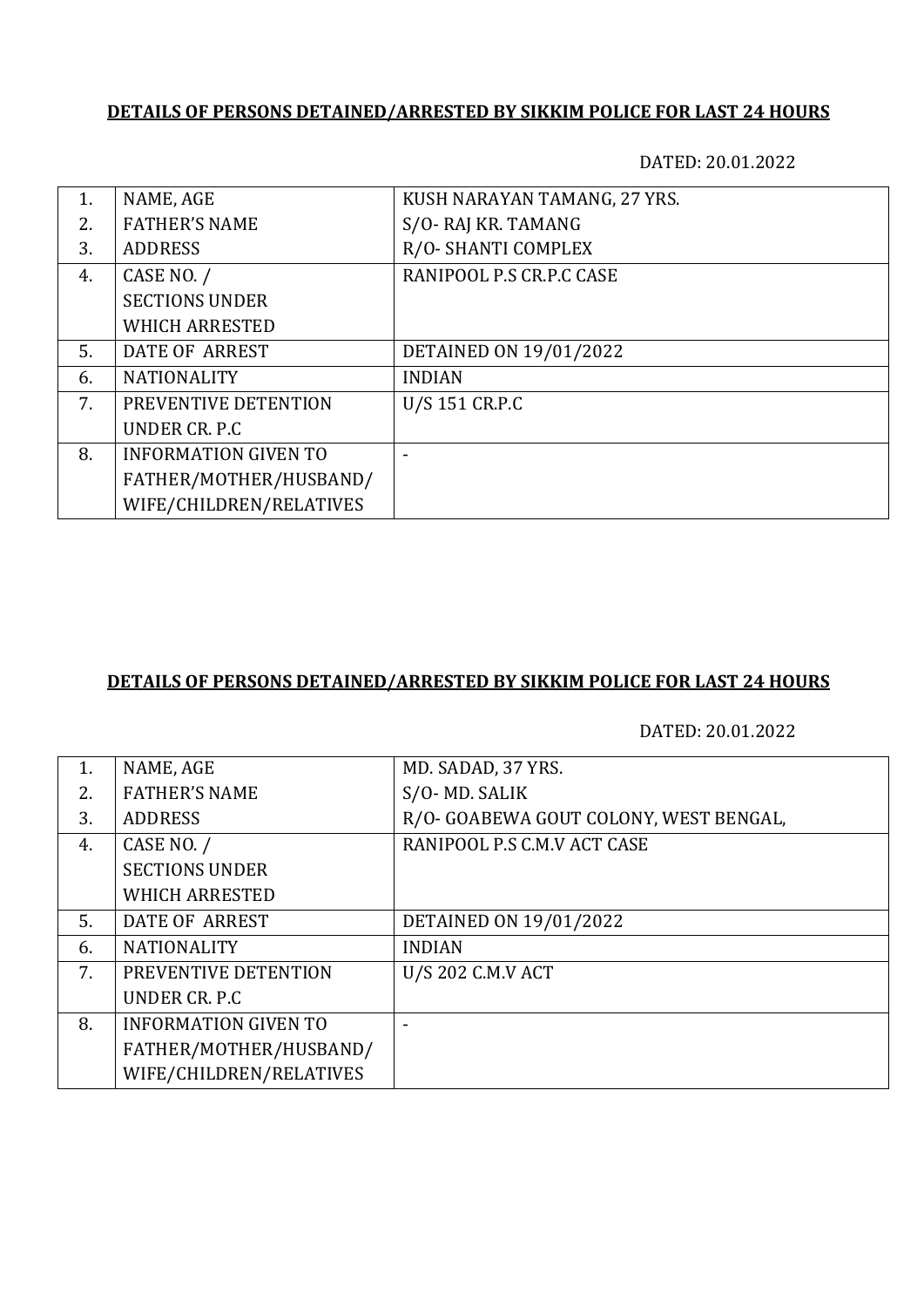**DETAILS OF PERSONS DETAINED/ARRESTED BY SIKKIM POLICE FOR LAST 24 HOURS**

DATED: 20.01.2022

| | | |
|---|---|---|
| 1. | NAME, AGE | KUSH NARAYAN TAMANG, 27 YRS. |
| 2. | FATHER'S NAME | S/O- RAJ KR. TAMANG |
| 3. | ADDRESS | R/O- SHANTI COMPLEX |
| 4. | CASE NO. / SECTIONS UNDER WHICH ARRESTED | RANIPOOL P.S CR.P.C CASE |
| 5. | DATE OF ARREST | DETAINED ON 19/01/2022 |
| 6. | NATIONALITY | INDIAN |
| 7. | PREVENTIVE DETENTION UNDER CR. P.C | U/S 151 CR.P.C |
| 8. | INFORMATION GIVEN TO FATHER/MOTHER/HUSBAND/ WIFE/CHILDREN/RELATIVES | - |

**DETAILS OF PERSONS DETAINED/ARRESTED BY SIKKIM POLICE FOR LAST 24 HOURS**

DATED: 20.01.2022

| | | |
|---|---|---|
| 1. | NAME, AGE | MD. SADAD, 37 YRS. |
| 2. | FATHER'S NAME | S/O- MD. SALIK |
| 3. | ADDRESS | R/O- GOABEWA GOUT COLONY, WEST BENGAL, |
| 4. | CASE NO. / SECTIONS UNDER WHICH ARRESTED | RANIPOOL P.S C.M.V ACT CASE |
| 5. | DATE OF ARREST | DETAINED ON 19/01/2022 |
| 6. | NATIONALITY | INDIAN |
| 7. | PREVENTIVE DETENTION UNDER CR. P.C | U/S 202 C.M.V ACT |
| 8. | INFORMATION GIVEN TO FATHER/MOTHER/HUSBAND/ WIFE/CHILDREN/RELATIVES | - |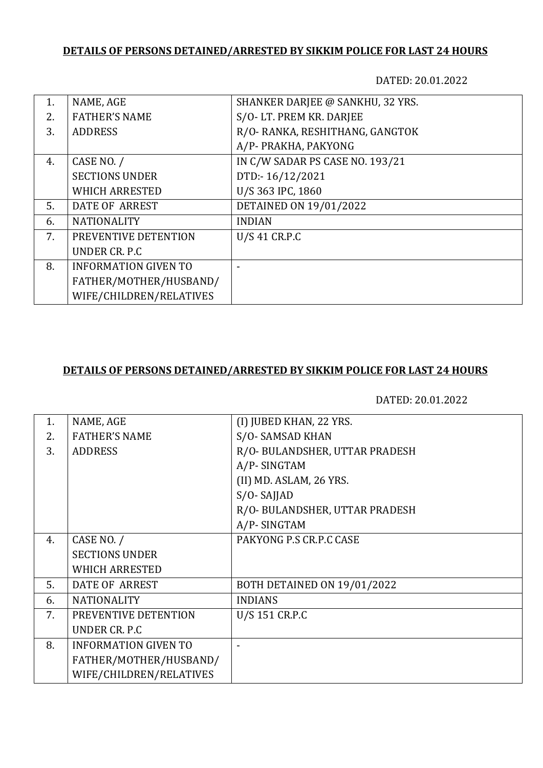## DETAILS OF PERSONS DETAINED/ARRESTED BY SIKKIM POLICE FOR LAST 24 HOURS

DATED: 20.01.2022

| | | |
|---|---|---|
| 1.<br>2.<br>3. | NAME, AGE<br>FATHER'S NAME<br>ADDRESS | SHANKER DARJEE @ SANKHU, 32 YRS.<br>S/O- LT. PREM KR. DARJEE<br>R/O- RANKA, RESHITHANG, GANGTOK<br>A/P- PRAKHA, PAKYONG |
| 4. | CASE NO. /<br>SECTIONS UNDER<br>WHICH ARRESTED | IN C/W SADAR PS CASE NO. 193/21<br>DTD:- 16/12/2021<br>U/S 363 IPC, 1860 |
| 5. | DATE OF ARREST | DETAINED ON 19/01/2022 |
| 6. | NATIONALITY | INDIAN |
| 7. | PREVENTIVE DETENTION<br>UNDER CR. P.C | U/S 41 CR.P.C |
| 8. | INFORMATION GIVEN TO<br>FATHER/MOTHER/HUSBAND/<br>WIFE/CHILDREN/RELATIVES | - |

## DETAILS OF PERSONS DETAINED/ARRESTED BY SIKKIM POLICE FOR LAST 24 HOURS

DATED: 20.01.2022

| | | |
|---|---|---|
| 1.<br>2.<br>3. | NAME, AGE<br>FATHER'S NAME<br>ADDRESS | (I) JUBED KHAN, 22 YRS.<br>S/O- SAMSAD KHAN<br>R/O- BULANDSHER, UTTAR PRADESH<br>A/P- SINGTAM<br>(II) MD. ASLAM, 26 YRS.<br>S/O- SAJJAD<br>R/O- BULANDSHER, UTTAR PRADESH<br>A/P- SINGTAM |
| 4. | CASE NO. /<br>SECTIONS UNDER<br>WHICH ARRESTED | PAKYONG P.S CR.P.C CASE |
| 5. | DATE OF ARREST | BOTH DETAINED ON 19/01/2022 |
| 6. | NATIONALITY | INDIANS |
| 7. | PREVENTIVE DETENTION<br>UNDER CR. P.C | U/S 151 CR.P.C |
| 8. | INFORMATION GIVEN TO<br>FATHER/MOTHER/HUSBAND/<br>WIFE/CHILDREN/RELATIVES | - |